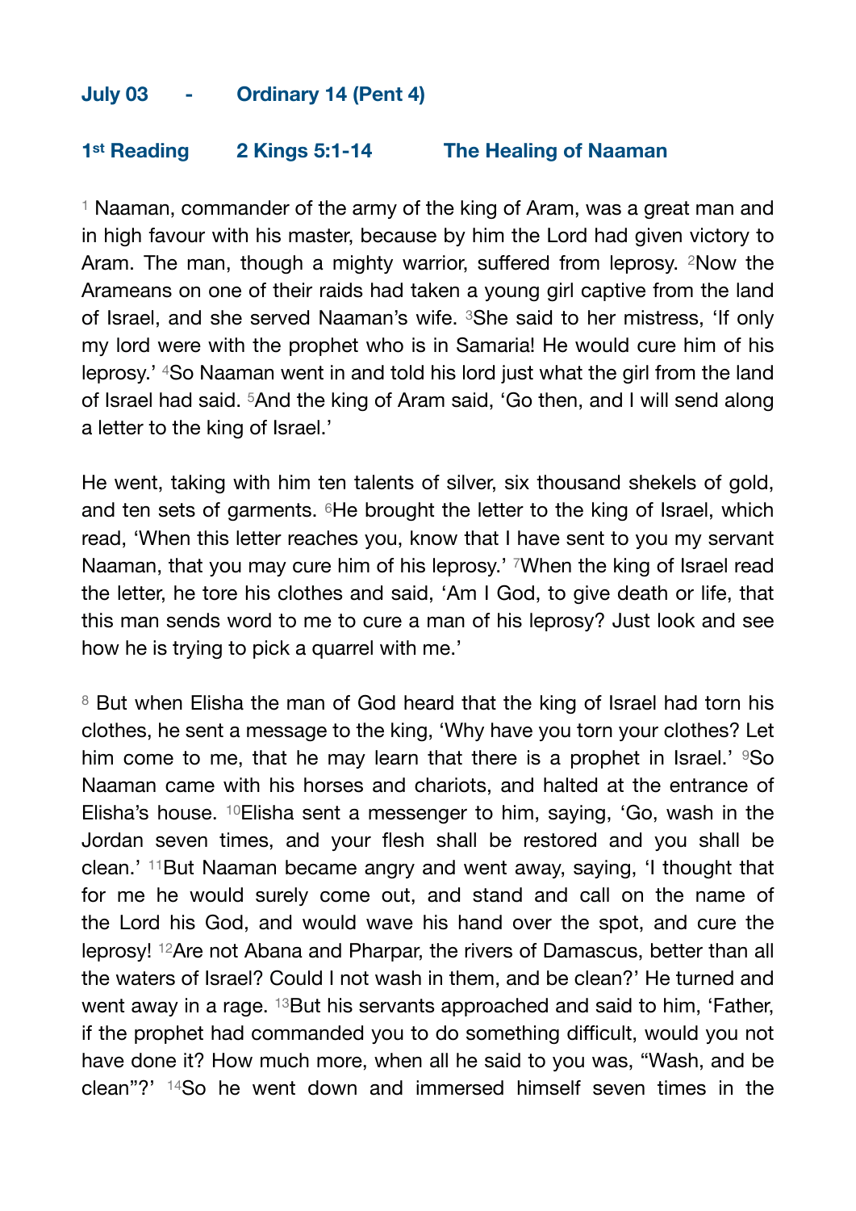**July 03 - Ordinary 14 (Pent 4)**

**1st Reading 2 Kings 5:1-14 The Healing of Naaman**

[1] Naaman, commander of the army of the king of Aram, was a great man and in high favour with his master, because by him the Lord had given victory to Aram. The man, though a mighty warrior, suffered from leprosy. [2]Now the Arameans on one of their raids had taken a young girl captive from the land of Israel, and she served Naaman's wife. [3]She said to her mistress, 'If only my lord were with the prophet who is in Samaria! He would cure him of his leprosy.' [4]So Naaman went in and told his lord just what the girl from the land of Israel had said. [5]And the king of Aram said, 'Go then, and I will send along a letter to the king of Israel.'

He went, taking with him ten talents of silver, six thousand shekels of gold, and ten sets of garments. [6]He brought the letter to the king of Israel, which read, 'When this letter reaches you, know that I have sent to you my servant Naaman, that you may cure him of his leprosy.' [7]When the king of Israel read the letter, he tore his clothes and said, 'Am I God, to give death or life, that this man sends word to me to cure a man of his leprosy? Just look and see how he is trying to pick a quarrel with me.'

[8] But when Elisha the man of God heard that the king of Israel had torn his clothes, he sent a message to the king, 'Why have you torn your clothes? Let him come to me, that he may learn that there is a prophet in Israel.' [9]So Naaman came with his horses and chariots, and halted at the entrance of Elisha's house. [10]Elisha sent a messenger to him, saying, 'Go, wash in the Jordan seven times, and your flesh shall be restored and you shall be clean.' [11]But Naaman became angry and went away, saying, 'I thought that for me he would surely come out, and stand and call on the name of the Lord his God, and would wave his hand over the spot, and cure the leprosy! [12]Are not Abana and Pharpar, the rivers of Damascus, better than all the waters of Israel? Could I not wash in them, and be clean?' He turned and went away in a rage. [13]But his servants approached and said to him, 'Father, if the prophet had commanded you to do something difficult, would you not have done it? How much more, when all he said to you was, "Wash, and be clean"?' [14]So he went down and immersed himself seven times in the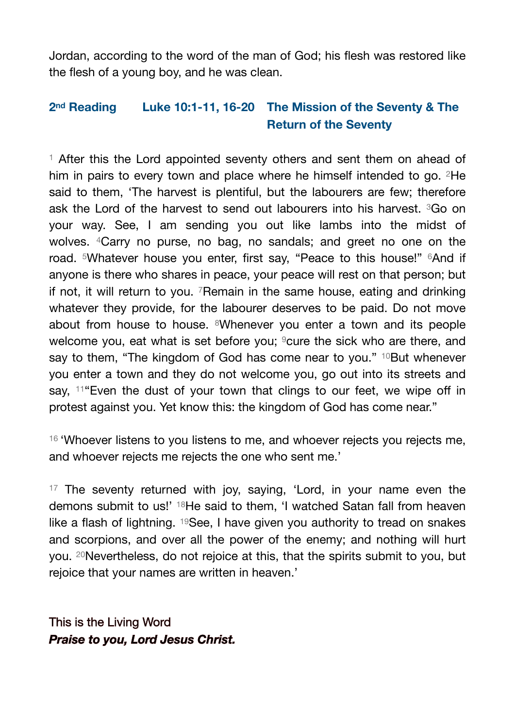Jordan, according to the word of the man of God; his flesh was restored like the flesh of a young boy, and he was clean.

## 2nd Reading Luke 10:1-11, 16-20 The Mission of the Seventy & The Return of the Seventy

[1] After this the Lord appointed seventy others and sent them on ahead of him in pairs to every town and place where he himself intended to go. [2]He said to them, 'The harvest is plentiful, but the labourers are few; therefore ask the Lord of the harvest to send out labourers into his harvest. [3]Go on your way. See, I am sending you out like lambs into the midst of wolves. [4]Carry no purse, no bag, no sandals; and greet no one on the road. [5]Whatever house you enter, first say, "Peace to this house!" [6]And if anyone is there who shares in peace, your peace will rest on that person; but if not, it will return to you. [7]Remain in the same house, eating and drinking whatever they provide, for the labourer deserves to be paid. Do not move about from house to house. [8]Whenever you enter a town and its people welcome you, eat what is set before you; [9]cure the sick who are there, and say to them, "The kingdom of God has come near to you." [10]But whenever you enter a town and they do not welcome you, go out into its streets and say, [11]"Even the dust of your town that clings to our feet, we wipe off in protest against you. Yet know this: the kingdom of God has come near."

[16] 'Whoever listens to you listens to me, and whoever rejects you rejects me, and whoever rejects me rejects the one who sent me.'

[17] The seventy returned with joy, saying, 'Lord, in your name even the demons submit to us!' [18]He said to them, 'I watched Satan fall from heaven like a flash of lightning. [19]See, I have given you authority to tread on snakes and scorpions, and over all the power of the enemy; and nothing will hurt you. [20]Nevertheless, do not rejoice at this, that the spirits submit to you, but rejoice that your names are written in heaven.'

This is the Living Word
***Praise to you, Lord Jesus Christ.***